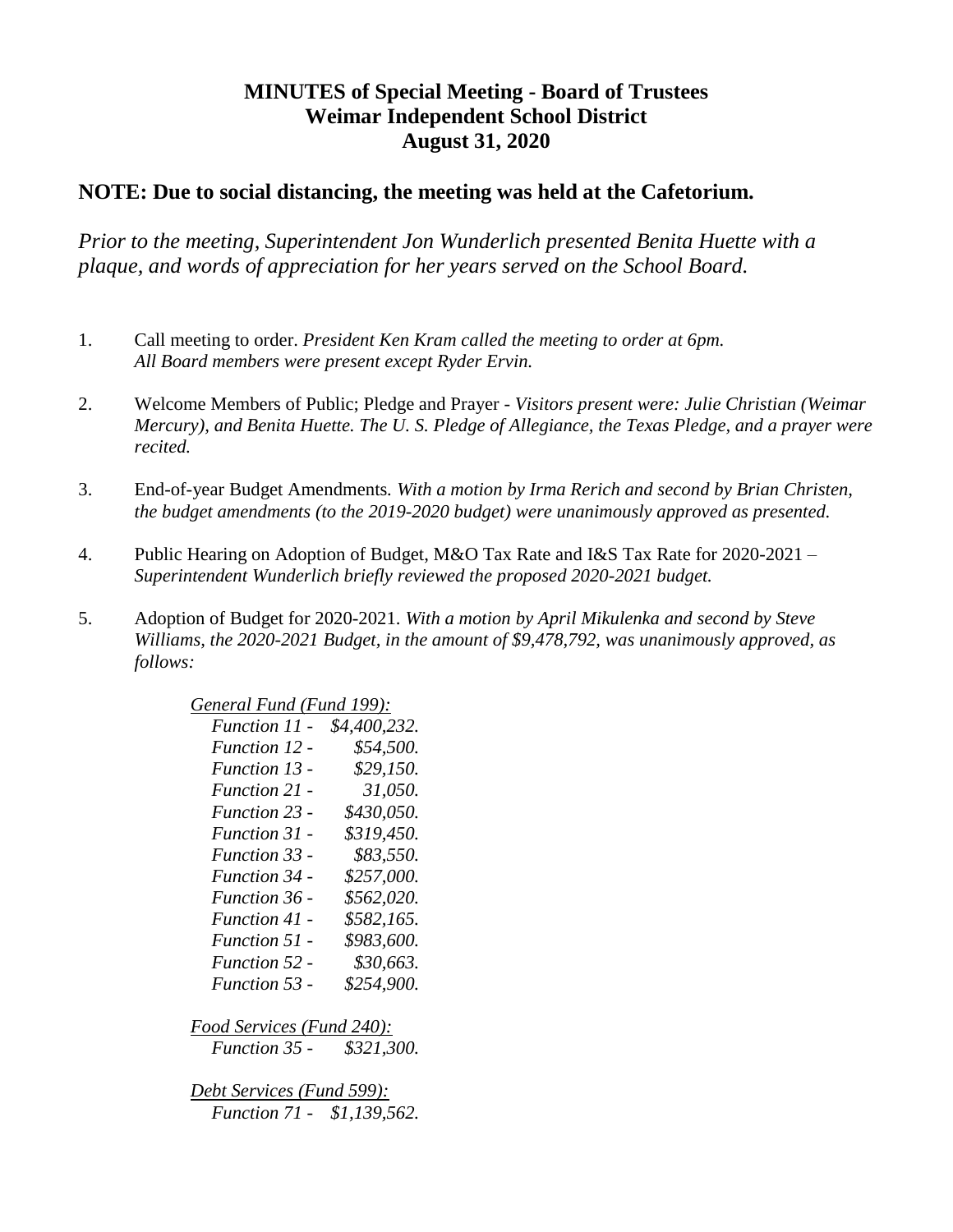# MINUTES of Special Meeting - Board of Trustees
## Weimar Independent School District
## August 31, 2020

**NOTE: Due to social distancing, the meeting was held at the Cafetorium.**

*Prior to the meeting, Superintendent Jon Wunderlich presented Benita Huette with a plaque, and words of appreciation for her years served on the School Board.*

1. Call meeting to order. *President Ken Kram called the meeting to order at 6pm. All Board members were present except Ryder Ervin.*

2. Welcome Members of Public; Pledge and Prayer - *Visitors present were: Julie Christian (Weimar Mercury), and Benita Huette. The U. S. Pledge of Allegiance, the Texas Pledge, and a prayer were recited.*

3. End-of-year Budget Amendments. *With a motion by Irma Rerich and second by Brian Christen, the budget amendments (to the 2019-2020 budget) were unanimously approved as presented.*

4. Public Hearing on Adoption of Budget, M&O Tax Rate and I&S Tax Rate for 2020-2021 – *Superintendent Wunderlich briefly reviewed the proposed 2020-2021 budget.*

5. Adoption of Budget for 2020-2021. *With a motion by April Mikulenka and second by Steve Williams, the 2020-2021 Budget, in the amount of $9,478,792, was unanimously approved, as follows:*

   *General Fund (Fund 199):*
   - *Function 11 - $4,400,232.*
   - *Function 12 - $54,500.*
   - *Function 13 - $29,150.*
   - *Function 21 - 31,050.*
   - *Function 23 - $430,050.*
   - *Function 31 - $319,450.*
   - *Function 33 - $83,550.*
   - *Function 34 - $257,000.*
   - *Function 36 - $562,020.*
   - *Function 41 - $582,165.*
   - *Function 51 - $983,600.*
   - *Function 52 - $30,663.*
   - *Function 53 - $254,900.*

   *Food Services (Fund 240):*
   - *Function 35 - $321,300.*

   *Debt Services (Fund 599):*
   - *Function 71 - $1,139,562.*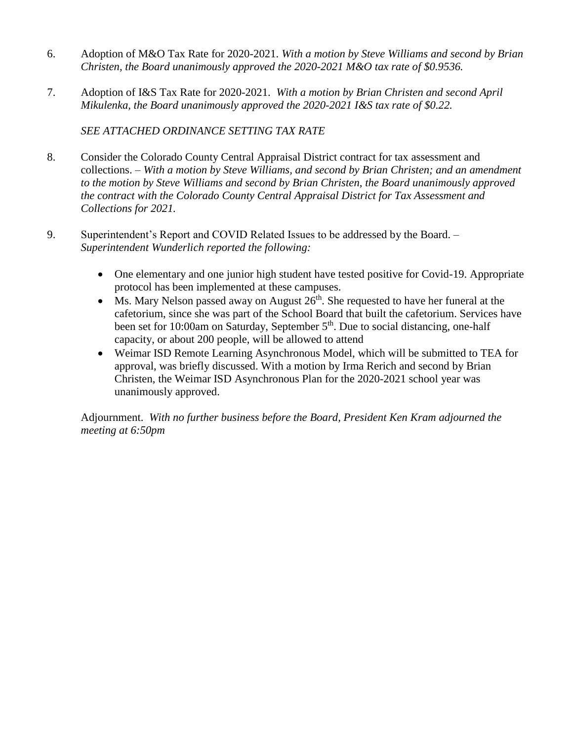6. Adoption of M&O Tax Rate for 2020-2021. *With a motion by Steve Williams and second by Brian Christen, the Board unanimously approved the 2020-2021 M&O tax rate of $0.9536.*

7. Adoption of I&S Tax Rate for 2020-2021. *With a motion by Brian Christen and second April Mikulenka, the Board unanimously approved the 2020-2021 I&S tax rate of $0.22.*

   *SEE ATTACHED ORDINANCE SETTING TAX RATE*

8. Consider the Colorado County Central Appraisal District contract for tax assessment and collections. – *With a motion by Steve Williams, and second by Brian Christen; and an amendment to the motion by Steve Williams and second by Brian Christen, the Board unanimously approved the contract with the Colorado County Central Appraisal District for Tax Assessment and Collections for 2021.*

9. Superintendent's Report and COVID Related Issues to be addressed by the Board. – *Superintendent Wunderlich reported the following:*

   - One elementary and one junior high student have tested positive for Covid-19. Appropriate protocol has been implemented at these campuses.
   - Ms. Mary Nelson passed away on August 26th. She requested to have her funeral at the cafetorium, since she was part of the School Board that built the cafetorium. Services have been set for 10:00am on Saturday, September 5th. Due to social distancing, one-half capacity, or about 200 people, will be allowed to attend
   - Weimar ISD Remote Learning Asynchronous Model, which will be submitted to TEA for approval, was briefly discussed. With a motion by Irma Rerich and second by Brian Christen, the Weimar ISD Asynchronous Plan for the 2020-2021 school year was unanimously approved.

Adjournment. *With no further business before the Board, President Ken Kram adjourned the meeting at 6:50pm*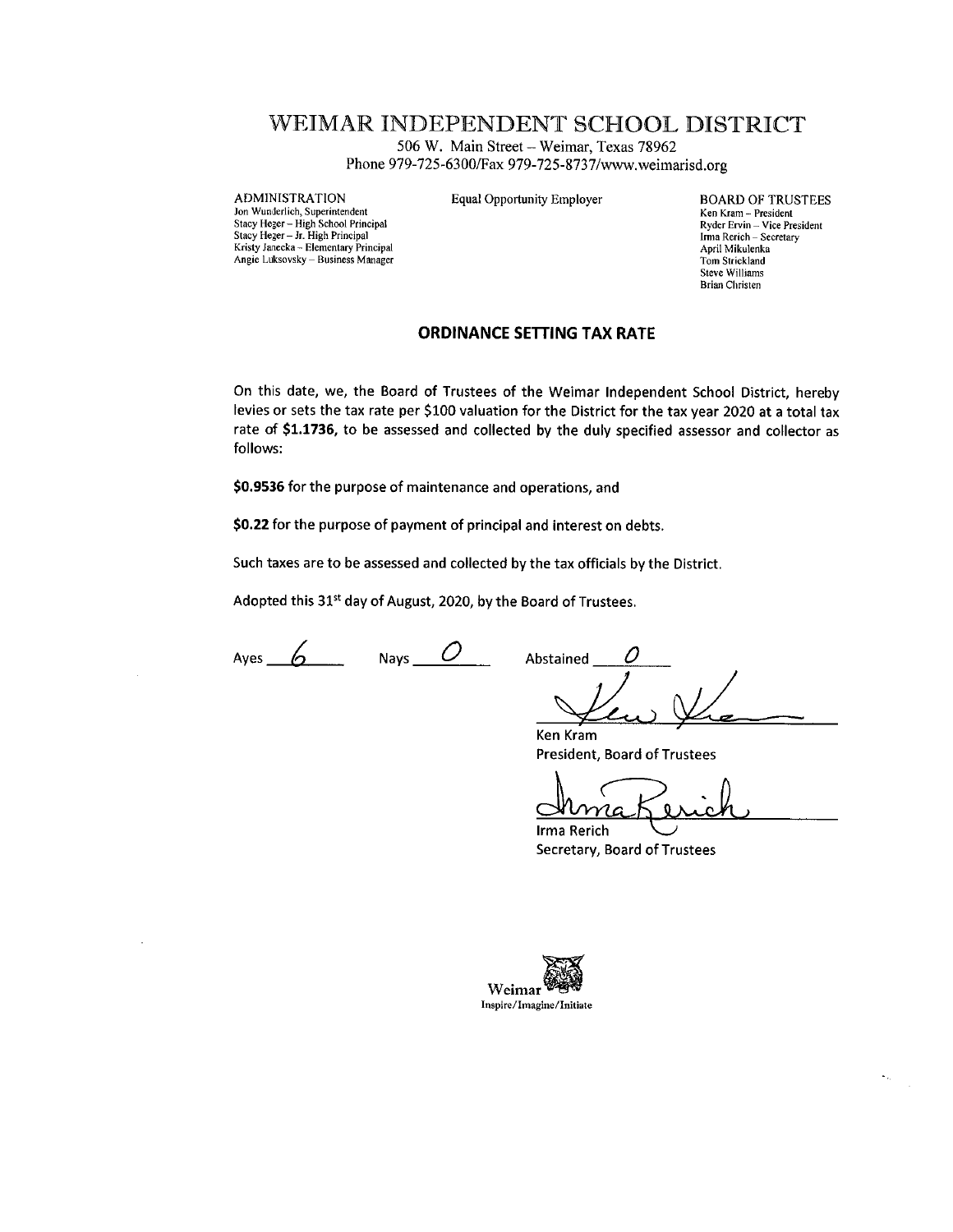# WEIMAR INDEPENDENT SCHOOL DISTRICT

506 W. Main Street – Weimar, Texas 78962
Phone 979-725-6300/Fax 979-725-8737/www.weimarisd.org

ADMINISTRATION
Jon Wunderlich, Superintendent
Stacy Heger – High School Principal
Stacy Heger – Jr. High Principal
Kristy Janecka – Elementary Principal
Angie Luksovsky – Business Manager

Equal Opportunity Employer

BOARD OF TRUSTEES
Ken Kram – President
Ryder Ervin – Vice President
Irma Rerich – Secretary
April Mikulenka
Tom Strickland
Steve Williams
Brian Christen

## ORDINANCE SETTING TAX RATE

On this date, we, the Board of Trustees of the Weimar Independent School District, hereby levies or sets the tax rate per $100 valuation for the District for the tax year 2020 at a total tax rate of **$1.1736**, to be assessed and collected by the duly specified assessor and collector as follows:

**$0.9536** for the purpose of maintenance and operations, and

**$0.22** for the purpose of payment of principal and interest on debts.

Such taxes are to be assessed and collected by the tax officials by the District.

Adopted this 31st day of August, 2020, by the Board of Trustees.

Ayes 6 Nays 0 Abstained 0

Ken Kram
President, Board of Trustees

Irma Rerich
Secretary, Board of Trustees

Weimar
Inspire/Imagine/Initiate